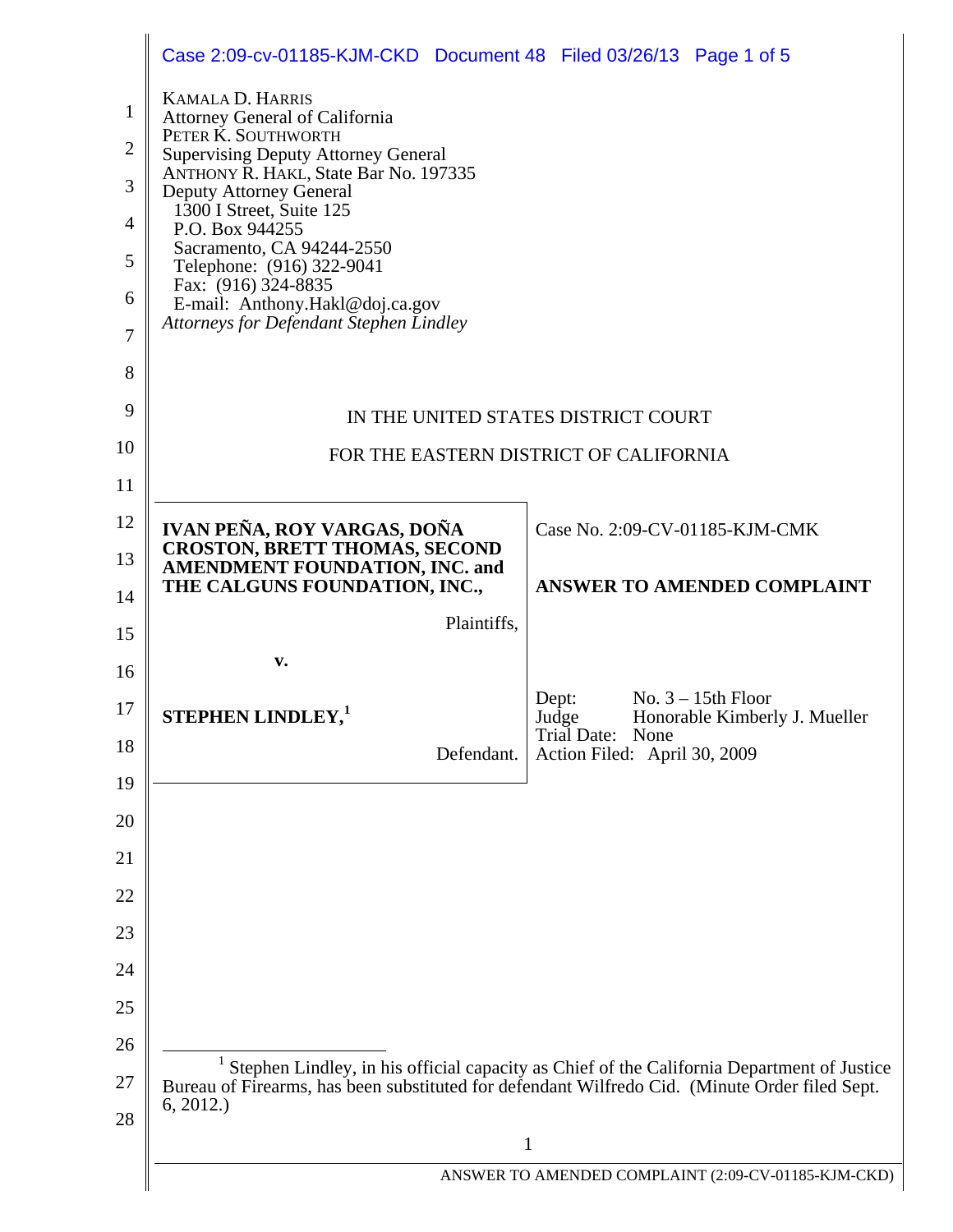KAMALA D. HARRIS
Attorney General of California
PETER K. SOUTHWORTH
Supervising Deputy Attorney General
ANTHONY R. HAKL, State Bar No. 197335
Deputy Attorney General
1300 I Street, Suite 125
P.O. Box 944255
Sacramento, CA 94244-2550
Telephone: (916) 322-9041
Fax: (916) 324-8835
E-mail: Anthony.Hakl@doj.ca.gov
*Attorneys for Defendant Stephen Lindley*

IN THE UNITED STATES DISTRICT COURT

FOR THE EASTERN DISTRICT OF CALIFORNIA

| | |
|---|---|
| **IVAN PEÑA, ROY VARGAS, DOÑA CROSTON, BRETT THOMAS, SECOND AMENDMENT FOUNDATION, INC. and THE CALGUNS FOUNDATION, INC.,** Plaintiffs, | Case No. 2:09-CV-01185-KJM-CMK |
| v. | **ANSWER TO AMENDED COMPLAINT** |
| **STEPHEN LINDLEY,**[1] Defendant. | Dept: No. 3 – 15th Floor<br>Judge: Honorable Kimberly J. Mueller<br>Trial Date: None<br>Action Filed: April 30, 2009 |

[1] Stephen Lindley, in his official capacity as Chief of the California Department of Justice Bureau of Firearms, has been substituted for defendant Wilfredo Cid. (Minute Order filed Sept. 6, 2012.)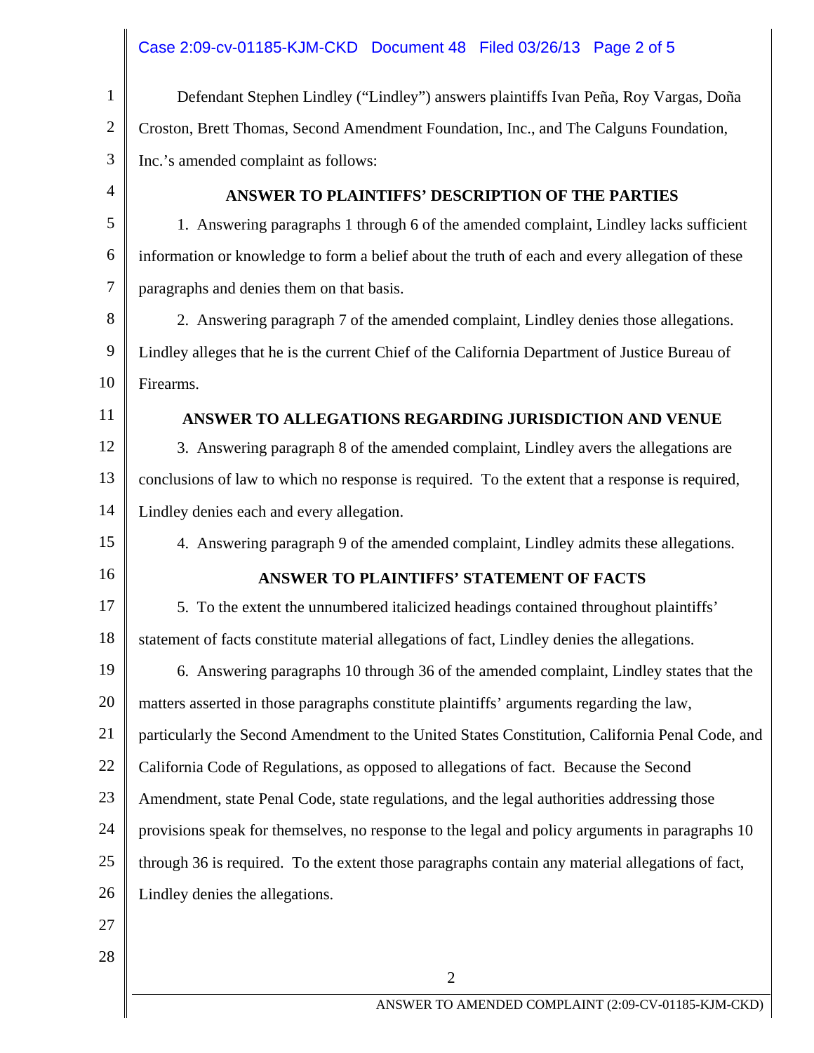Defendant Stephen Lindley ("Lindley") answers plaintiffs Ivan Peña, Roy Vargas, Doña Croston, Brett Thomas, Second Amendment Foundation, Inc., and The Calguns Foundation, Inc.'s amended complaint as follows:

## ANSWER TO PLAINTIFFS' DESCRIPTION OF THE PARTIES

1. Answering paragraphs 1 through 6 of the amended complaint, Lindley lacks sufficient information or knowledge to form a belief about the truth of each and every allegation of these paragraphs and denies them on that basis.

2. Answering paragraph 7 of the amended complaint, Lindley denies those allegations. Lindley alleges that he is the current Chief of the California Department of Justice Bureau of Firearms.

## ANSWER TO ALLEGATIONS REGARDING JURISDICTION AND VENUE

3. Answering paragraph 8 of the amended complaint, Lindley avers the allegations are conclusions of law to which no response is required. To the extent that a response is required, Lindley denies each and every allegation.

4. Answering paragraph 9 of the amended complaint, Lindley admits these allegations.

## ANSWER TO PLAINTIFFS' STATEMENT OF FACTS

5. To the extent the unnumbered italicized headings contained throughout plaintiffs' statement of facts constitute material allegations of fact, Lindley denies the allegations.

6. Answering paragraphs 10 through 36 of the amended complaint, Lindley states that the matters asserted in those paragraphs constitute plaintiffs' arguments regarding the law, particularly the Second Amendment to the United States Constitution, California Penal Code, and California Code of Regulations, as opposed to allegations of fact. Because the Second Amendment, state Penal Code, state regulations, and the legal authorities addressing those provisions speak for themselves, no response to the legal and policy arguments in paragraphs 10 through 36 is required. To the extent those paragraphs contain any material allegations of fact, Lindley denies the allegations.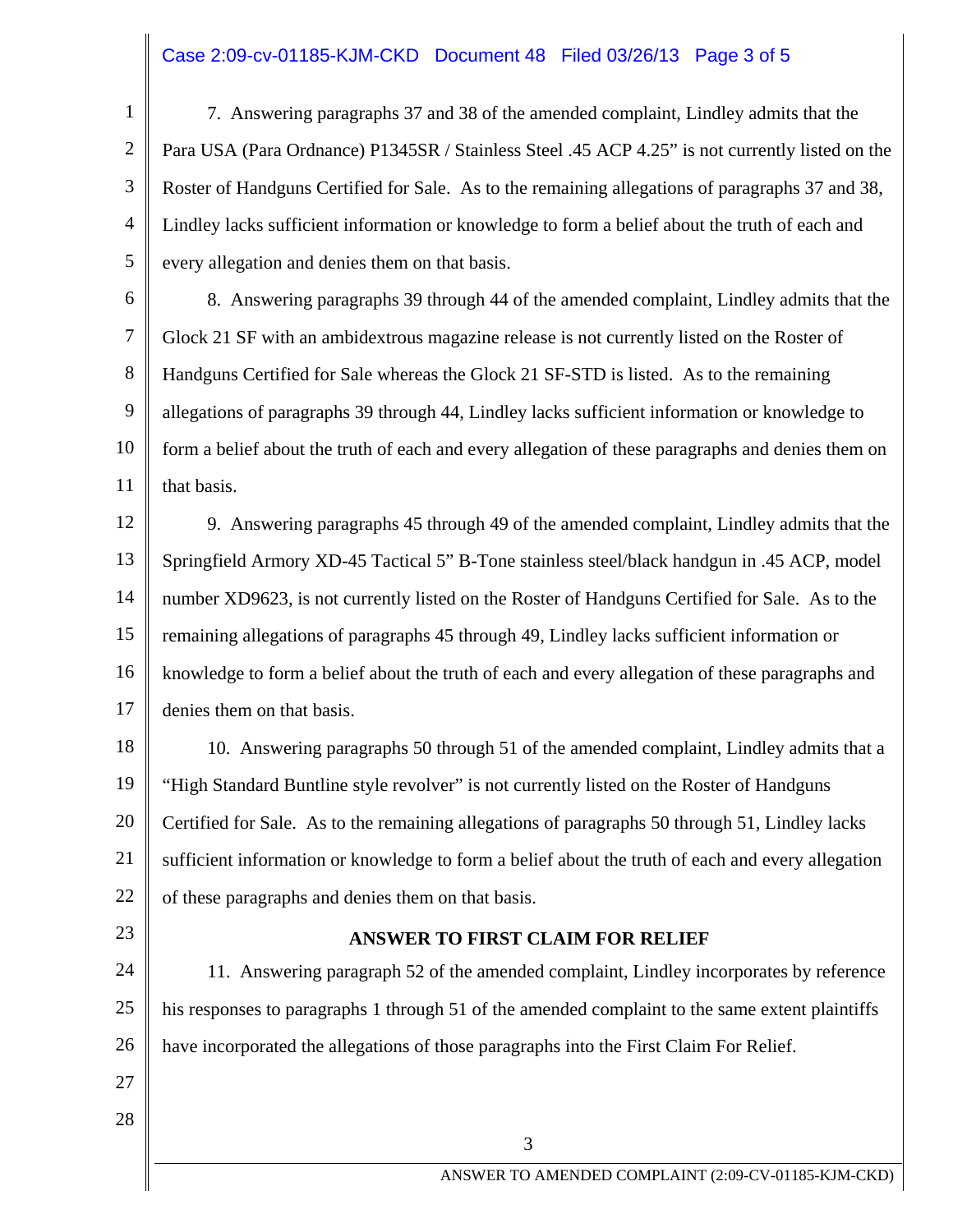7. Answering paragraphs 37 and 38 of the amended complaint, Lindley admits that the Para USA (Para Ordnance) P1345SR / Stainless Steel .45 ACP 4.25" is not currently listed on the Roster of Handguns Certified for Sale. As to the remaining allegations of paragraphs 37 and 38, Lindley lacks sufficient information or knowledge to form a belief about the truth of each and every allegation and denies them on that basis.

8. Answering paragraphs 39 through 44 of the amended complaint, Lindley admits that the Glock 21 SF with an ambidextrous magazine release is not currently listed on the Roster of Handguns Certified for Sale whereas the Glock 21 SF-STD is listed. As to the remaining allegations of paragraphs 39 through 44, Lindley lacks sufficient information or knowledge to form a belief about the truth of each and every allegation of these paragraphs and denies them on that basis.

9. Answering paragraphs 45 through 49 of the amended complaint, Lindley admits that the Springfield Armory XD-45 Tactical 5" B-Tone stainless steel/black handgun in .45 ACP, model number XD9623, is not currently listed on the Roster of Handguns Certified for Sale. As to the remaining allegations of paragraphs 45 through 49, Lindley lacks sufficient information or knowledge to form a belief about the truth of each and every allegation of these paragraphs and denies them on that basis.

10. Answering paragraphs 50 through 51 of the amended complaint, Lindley admits that a "High Standard Buntline style revolver" is not currently listed on the Roster of Handguns Certified for Sale. As to the remaining allegations of paragraphs 50 through 51, Lindley lacks sufficient information or knowledge to form a belief about the truth of each and every allegation of these paragraphs and denies them on that basis.

**ANSWER TO FIRST CLAIM FOR RELIEF**

11. Answering paragraph 52 of the amended complaint, Lindley incorporates by reference his responses to paragraphs 1 through 51 of the amended complaint to the same extent plaintiffs have incorporated the allegations of those paragraphs into the First Claim For Relief.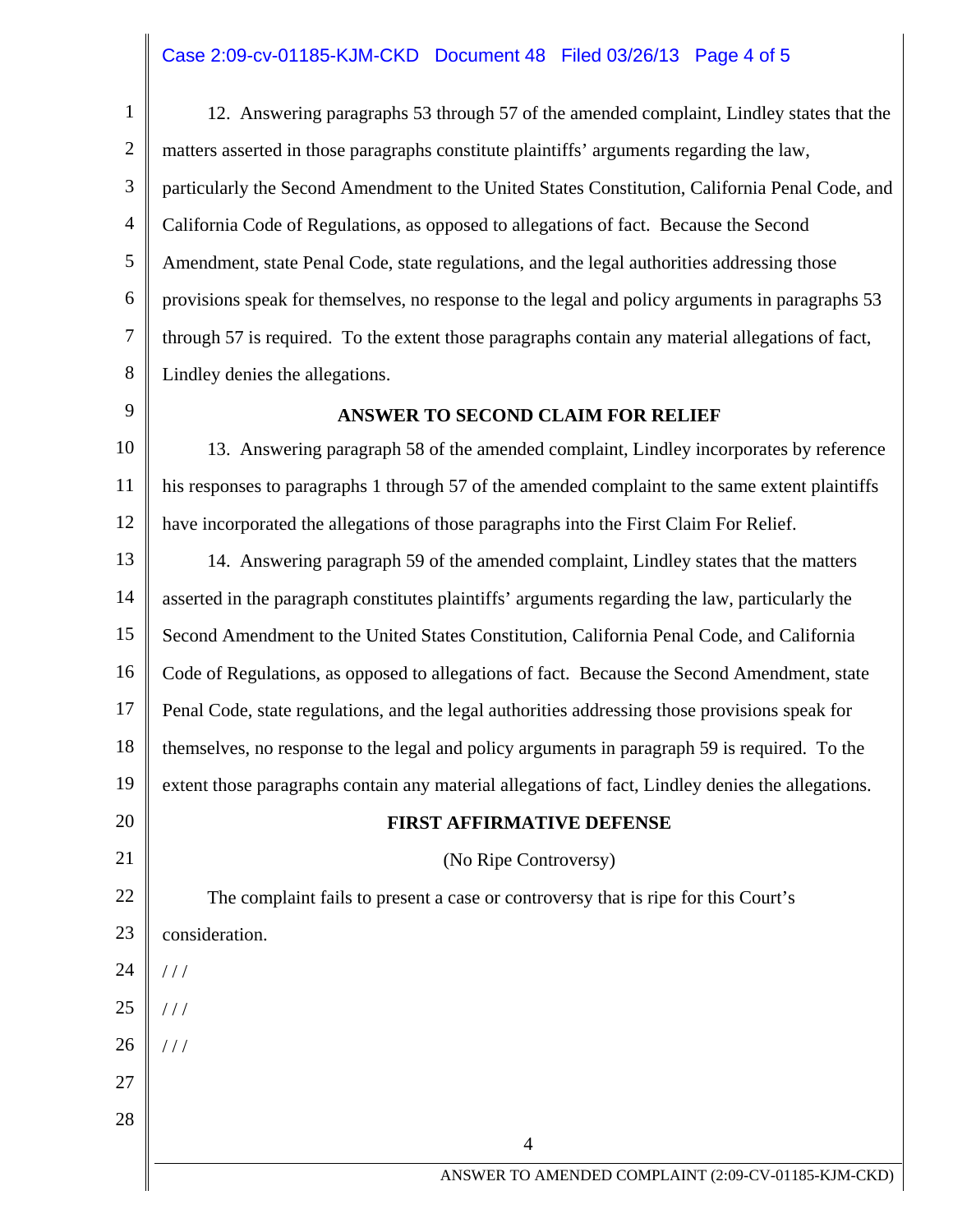12. Answering paragraphs 53 through 57 of the amended complaint, Lindley states that the matters asserted in those paragraphs constitute plaintiffs' arguments regarding the law, particularly the Second Amendment to the United States Constitution, California Penal Code, and California Code of Regulations, as opposed to allegations of fact. Because the Second Amendment, state Penal Code, state regulations, and the legal authorities addressing those provisions speak for themselves, no response to the legal and policy arguments in paragraphs 53 through 57 is required. To the extent those paragraphs contain any material allegations of fact, Lindley denies the allegations.

**ANSWER TO SECOND CLAIM FOR RELIEF**

13. Answering paragraph 58 of the amended complaint, Lindley incorporates by reference his responses to paragraphs 1 through 57 of the amended complaint to the same extent plaintiffs have incorporated the allegations of those paragraphs into the First Claim For Relief.

14. Answering paragraph 59 of the amended complaint, Lindley states that the matters asserted in the paragraph constitutes plaintiffs' arguments regarding the law, particularly the Second Amendment to the United States Constitution, California Penal Code, and California Code of Regulations, as opposed to allegations of fact. Because the Second Amendment, state Penal Code, state regulations, and the legal authorities addressing those provisions speak for themselves, no response to the legal and policy arguments in paragraph 59 is required. To the extent those paragraphs contain any material allegations of fact, Lindley denies the allegations.

**FIRST AFFIRMATIVE DEFENSE**

(No Ripe Controversy)

The complaint fails to present a case or controversy that is ripe for this Court's consideration.

/ / /

/ / /

/ / /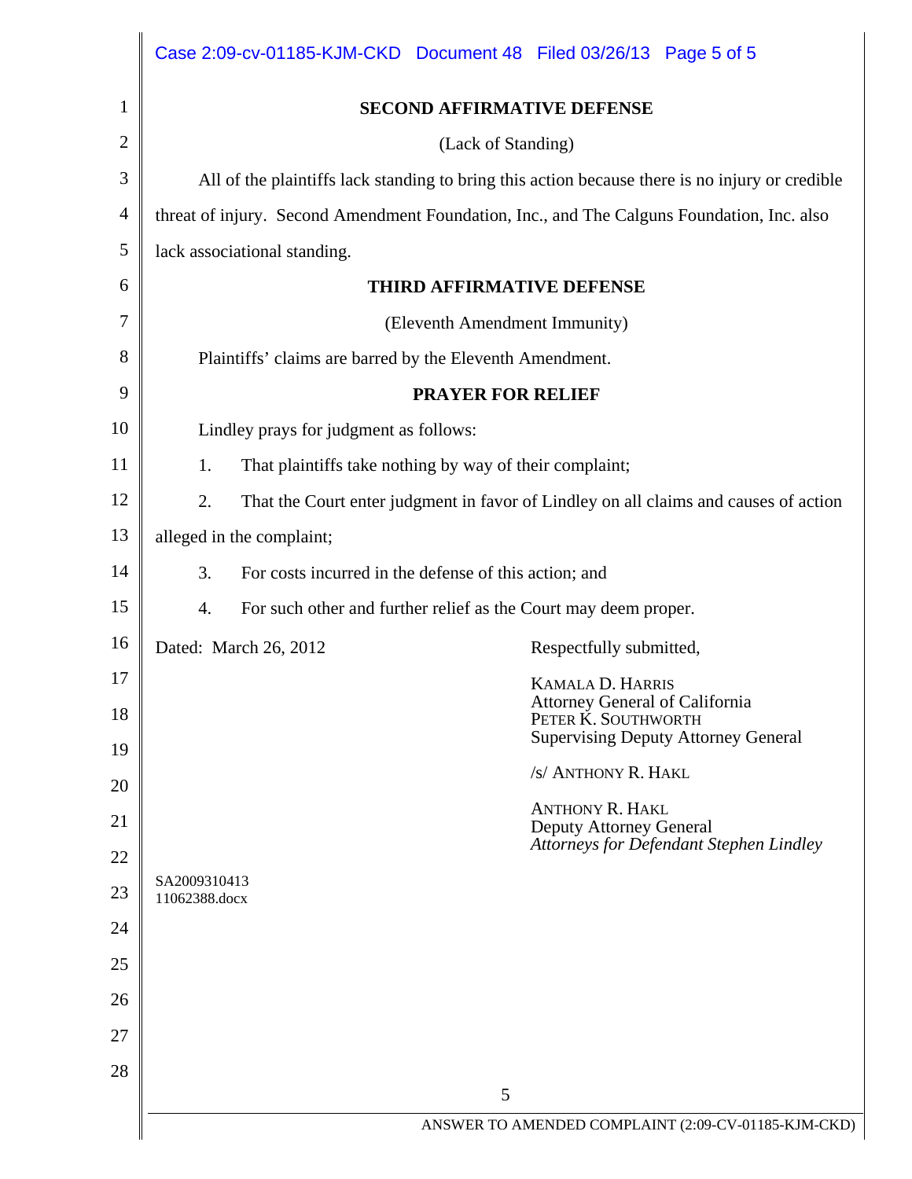## SECOND AFFIRMATIVE DEFENSE

(Lack of Standing)

All of the plaintiffs lack standing to bring this action because there is no injury or credible threat of injury. Second Amendment Foundation, Inc., and The Calguns Foundation, Inc. also lack associational standing.

## THIRD AFFIRMATIVE DEFENSE

(Eleventh Amendment Immunity)

Plaintiffs' claims are barred by the Eleventh Amendment.

## PRAYER FOR RELIEF

Lindley prays for judgment as follows:

1. That plaintiffs take nothing by way of their complaint;

2. That the Court enter judgment in favor of Lindley on all claims and causes of action alleged in the complaint;

3. For costs incurred in the defense of this action; and

4. For such other and further relief as the Court may deem proper.

Dated: March 26, 2012

Respectfully submitted,

KAMALA D. HARRIS
Attorney General of California
PETER K. SOUTHWORTH
Supervising Deputy Attorney General

/s/ ANTHONY R. HAKL

ANTHONY R. HAKL
Deputy Attorney General
*Attorneys for Defendant Stephen Lindley*

SA2009310413
11062388.docx